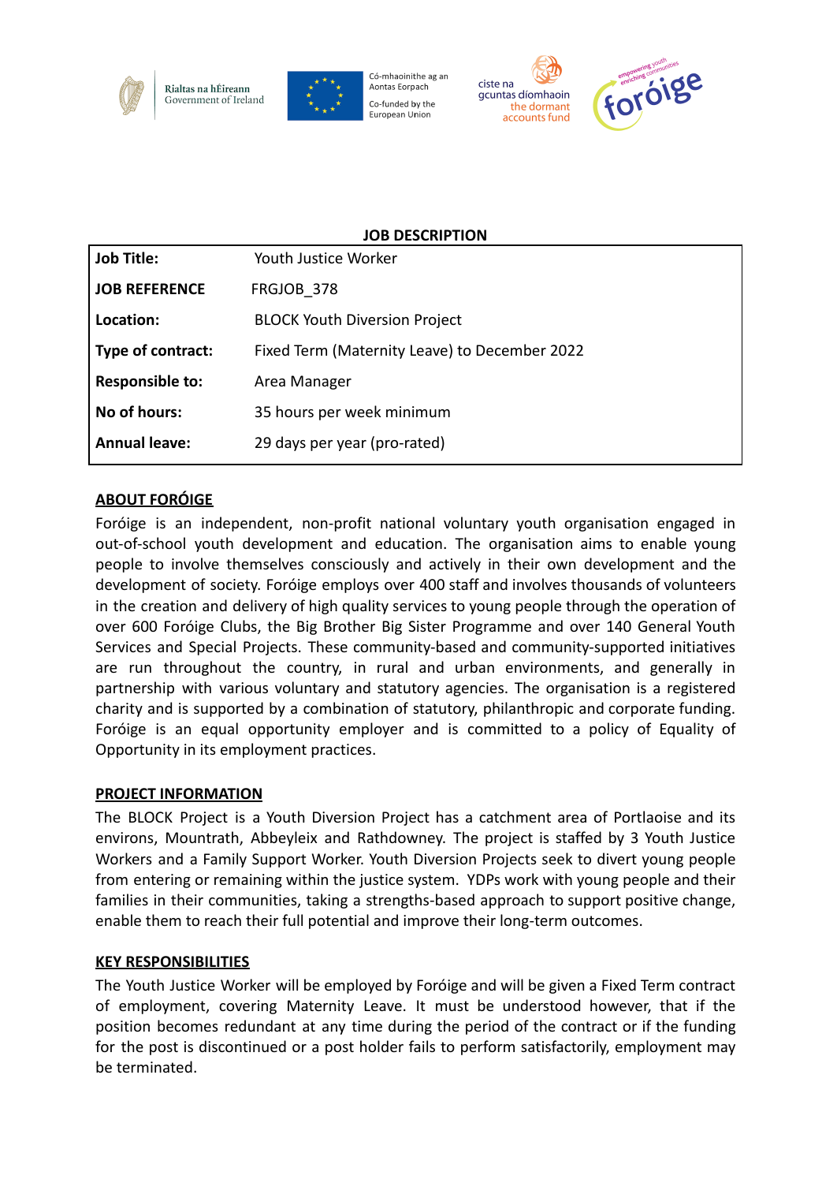Rialtas na hÉireann
Government of Ireland

Có-mhaoinithe ag an Aontas Eorpach
Co-funded by the European Union

ciste na gcuntas díomhaoin
the dormant accounts fund

foróige
empowering youth enriching communities

## JOB DESCRIPTION

| | |
|---|---|
| **Job Title:** | Youth Justice Worker |
| **JOB REFERENCE** | FRGJOB_378 |
| **Location:** | BLOCK Youth Diversion Project |
| **Type of contract:** | Fixed Term (Maternity Leave) to December 2022 |
| **Responsible to:** | Area Manager |
| **No of hours:** | 35 hours per week minimum |
| **Annual leave:** | 29 days per year (pro-rated) |

## ABOUT FORÓIGE

Foróige is an independent, non-profit national voluntary youth organisation engaged in out-of-school youth development and education. The organisation aims to enable young people to involve themselves consciously and actively in their own development and the development of society. Foróige employs over 400 staff and involves thousands of volunteers in the creation and delivery of high quality services to young people through the operation of over 600 Foróige Clubs, the Big Brother Big Sister Programme and over 140 General Youth Services and Special Projects. These community-based and community-supported initiatives are run throughout the country, in rural and urban environments, and generally in partnership with various voluntary and statutory agencies. The organisation is a registered charity and is supported by a combination of statutory, philanthropic and corporate funding. Foróige is an equal opportunity employer and is committed to a policy of Equality of Opportunity in its employment practices.

## PROJECT INFORMATION

The BLOCK Project is a Youth Diversion Project has a catchment area of Portlaoise and its environs, Mountrath, Abbeyleix and Rathdowney. The project is staffed by 3 Youth Justice Workers and a Family Support Worker. Youth Diversion Projects seek to divert young people from entering or remaining within the justice system. YDPs work with young people and their families in their communities, taking a strengths-based approach to support positive change, enable them to reach their full potential and improve their long-term outcomes.

## KEY RESPONSIBILITIES

The Youth Justice Worker will be employed by Foróige and will be given a Fixed Term contract of employment, covering Maternity Leave. It must be understood however, that if the position becomes redundant at any time during the period of the contract or if the funding for the post is discontinued or a post holder fails to perform satisfactorily, employment may be terminated.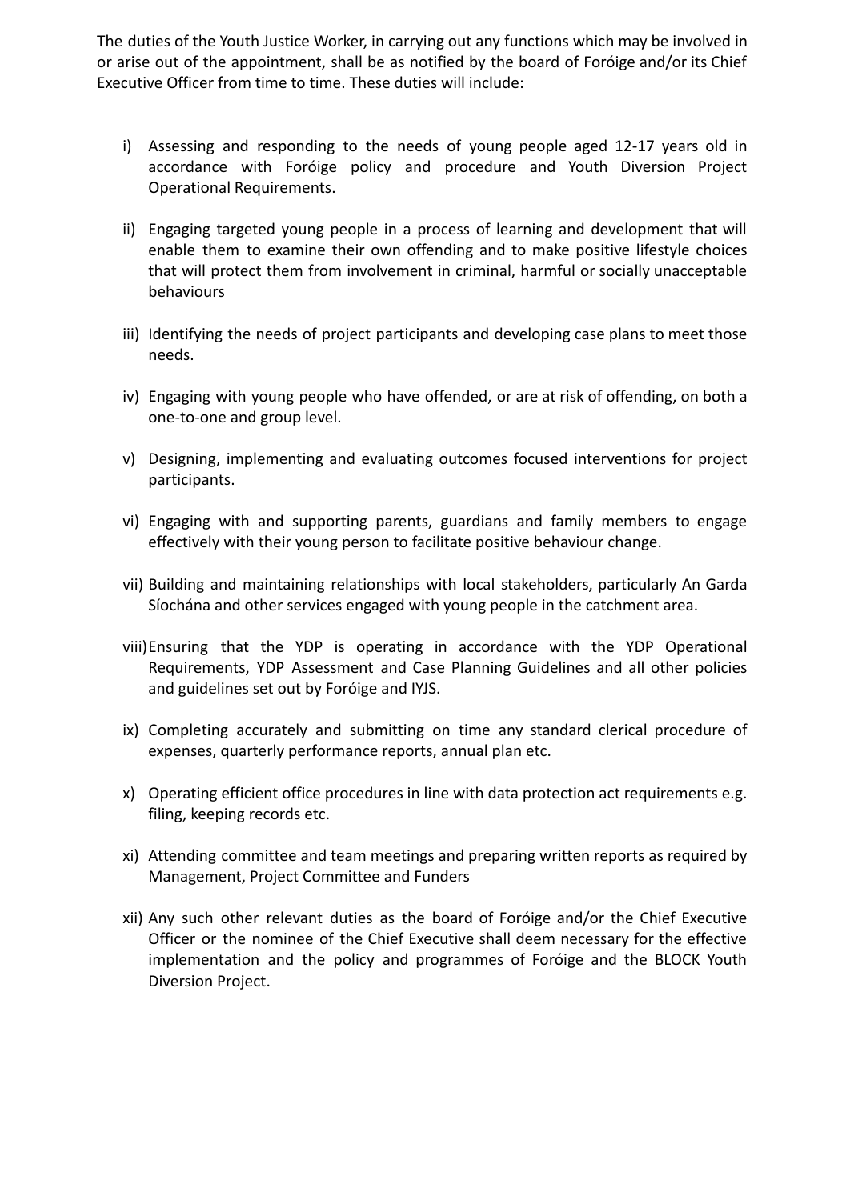The duties of the Youth Justice Worker, in carrying out any functions which may be involved in or arise out of the appointment, shall be as notified by the board of Foróige and/or its Chief Executive Officer from time to time. These duties will include:

i) Assessing and responding to the needs of young people aged 12-17 years old in accordance with Foróige policy and procedure and Youth Diversion Project Operational Requirements.

ii) Engaging targeted young people in a process of learning and development that will enable them to examine their own offending and to make positive lifestyle choices that will protect them from involvement in criminal, harmful or socially unacceptable behaviours

iii) Identifying the needs of project participants and developing case plans to meet those needs.

iv) Engaging with young people who have offended, or are at risk of offending, on both a one-to-one and group level.

v) Designing, implementing and evaluating outcomes focused interventions for project participants.

vi) Engaging with and supporting parents, guardians and family members to engage effectively with their young person to facilitate positive behaviour change.

vii) Building and maintaining relationships with local stakeholders, particularly An Garda Síochána and other services engaged with young people in the catchment area.

viii) Ensuring that the YDP is operating in accordance with the YDP Operational Requirements, YDP Assessment and Case Planning Guidelines and all other policies and guidelines set out by Foróige and IYJS.

ix) Completing accurately and submitting on time any standard clerical procedure of expenses, quarterly performance reports, annual plan etc.

x) Operating efficient office procedures in line with data protection act requirements e.g. filing, keeping records etc.

xi) Attending committee and team meetings and preparing written reports as required by Management, Project Committee and Funders

xii) Any such other relevant duties as the board of Foróige and/or the Chief Executive Officer or the nominee of the Chief Executive shall deem necessary for the effective implementation and the policy and programmes of Foróige and the BLOCK Youth Diversion Project.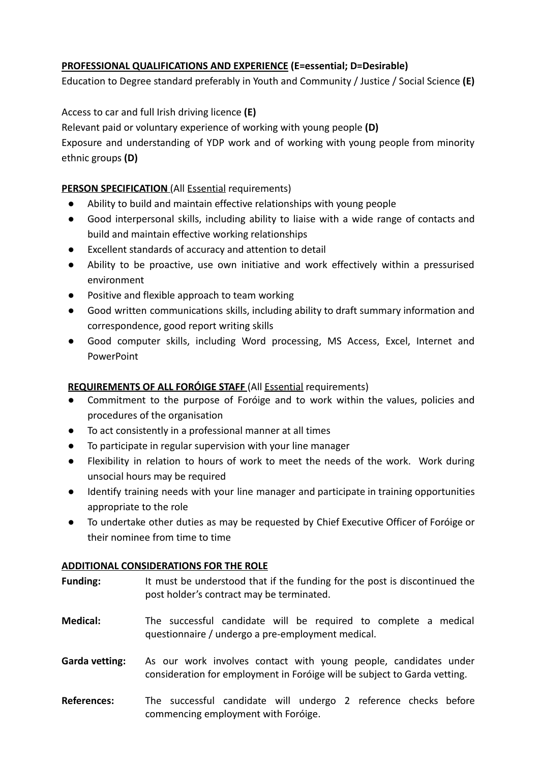**PROFESSIONAL QUALIFICATIONS AND EXPERIENCE (E=essential; D=Desirable)**

Education to Degree standard preferably in Youth and Community / Justice / Social Science **(E)**

Access to car and full Irish driving licence **(E)**
Relevant paid or voluntary experience of working with young people **(D)**
Exposure and understanding of YDP work and of working with young people from minority ethnic groups **(D)**

**PERSON SPECIFICATION** (All Essential requirements)

- Ability to build and maintain effective relationships with young people
- Good interpersonal skills, including ability to liaise with a wide range of contacts and build and maintain effective working relationships
- Excellent standards of accuracy and attention to detail
- Ability to be proactive, use own initiative and work effectively within a pressurised environment
- Positive and flexible approach to team working
- Good written communications skills, including ability to draft summary information and correspondence, good report writing skills
- Good computer skills, including Word processing, MS Access, Excel, Internet and PowerPoint

**REQUIREMENTS OF ALL FORÓIGE STAFF** (All Essential requirements)

- Commitment to the purpose of Foróige and to work within the values, policies and procedures of the organisation
- To act consistently in a professional manner at all times
- To participate in regular supervision with your line manager
- Flexibility in relation to hours of work to meet the needs of the work. Work during unsocial hours may be required
- Identify training needs with your line manager and participate in training opportunities appropriate to the role
- To undertake other duties as may be requested by Chief Executive Officer of Foróige or their nominee from time to time

**ADDITIONAL CONSIDERATIONS FOR THE ROLE**

**Funding:** It must be understood that if the funding for the post is discontinued the post holder's contract may be terminated.

**Medical:** The successful candidate will be required to complete a medical questionnaire / undergo a pre-employment medical.

**Garda vetting:** As our work involves contact with young people, candidates under consideration for employment in Foróige will be subject to Garda vetting.

**References:** The successful candidate will undergo 2 reference checks before commencing employment with Foróige.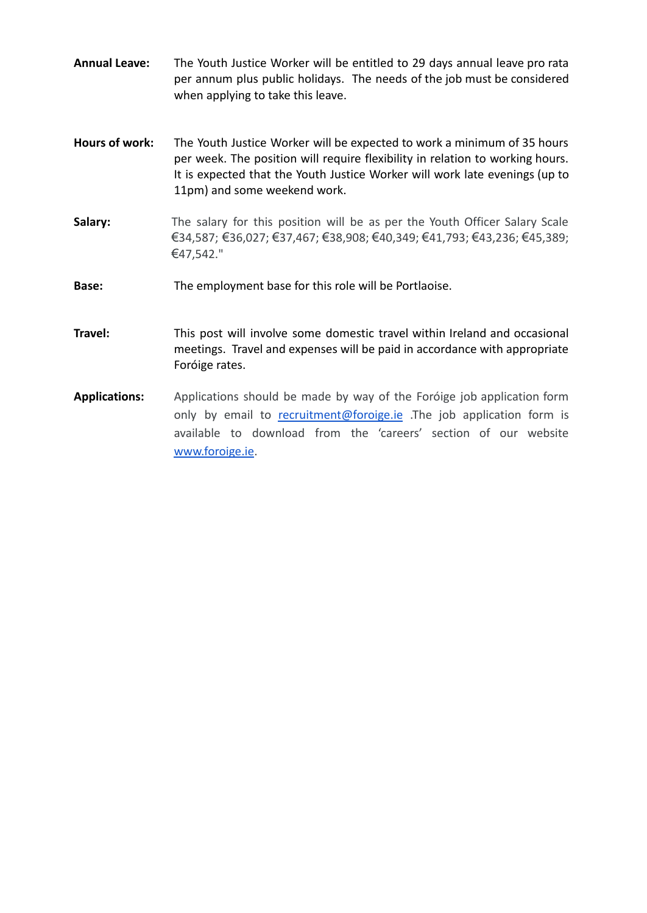**Annual Leave:** The Youth Justice Worker will be entitled to 29 days annual leave pro rata per annum plus public holidays. The needs of the job must be considered when applying to take this leave.

**Hours of work:** The Youth Justice Worker will be expected to work a minimum of 35 hours per week. The position will require flexibility in relation to working hours. It is expected that the Youth Justice Worker will work late evenings (up to 11pm) and some weekend work.

**Salary:** The salary for this position will be as per the Youth Officer Salary Scale €34,587; €36,027; €37,467; €38,908; €40,349; €41,793; €43,236; €45,389; €47,542."

**Base:** The employment base for this role will be Portlaoise.

**Travel:** This post will involve some domestic travel within Ireland and occasional meetings. Travel and expenses will be paid in accordance with appropriate Foróige rates.

**Applications:** Applications should be made by way of the Foróige job application form only by email to recruitment@foroige.ie .The job application form is available to download from the 'careers' section of our website www.foroige.ie.